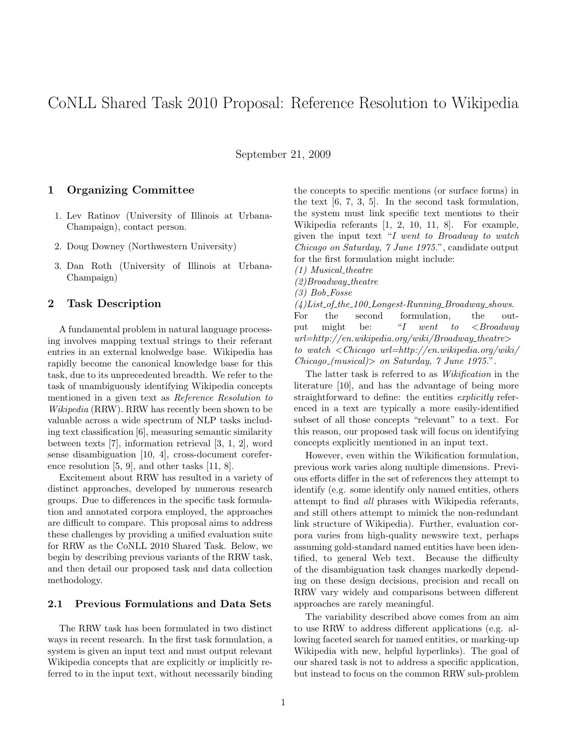# CoNLL Shared Task 2010 Proposal: Reference Resolution to Wikipedia

September 21, 2009

## 1 Organizing Committee

1. Lev Ratinov (University of Illinois at Urbana-Champaign), contact person.
2. Doug Downey (Northwestern University)
3. Dan Roth (University of Illinois at Urbana-Champaign)

## 2 Task Description

A fundamental problem in natural language processing involves mapping textual strings to their referant entries in an external knolwedge base. Wikipedia has rapidly become the canonical knowledge base for this task, due to its unprecedented breadth. We refer to the task of unambiguously identifying Wikipedia concepts mentioned in a given text as *Reference Resolution to Wikipedia* (RRW). RRW has recently been shown to be valuable across a wide spectrum of NLP tasks including text classification [6], measuring semantic similarity between texts [7], information retrieval [3, 1, 2], word sense disambiguation [10, 4], cross-document coreference resolution [5, 9], and other tasks [11, 8].

Excitement about RRW has resulted in a variety of distinct approaches, developed by numerous research groups. Due to differences in the specific task formulation and annotated corpora employed, the approaches are difficult to compare. This proposal aims to address these challenges by providing a unified evaluation suite for RRW as the CoNLL 2010 Shared Task. Below, we begin by describing previous variants of the RRW task, and then detail our proposed task and data collection methodology.

### 2.1 Previous Formulations and Data Sets

The RRW task has been formulated in two distinct ways in recent research. In the first task formulation, a system is given an input text and must output relevant Wikipedia concepts that are explicitly or implicitly referred to in the input text, without necessarily binding the concepts to specific mentions (or surface forms) in the text [6, 7, 3, 5]. In the second task formulation, the system must link specific text mentions to their Wikipedia referants [1, 2, 10, 11, 8]. For example, given the input text "*I went to Broadway to watch Chicago on Saturday, 7 June 1975.*", candidate output for the first formulation might include:
*(1) Musical_theatre*
*(2)Broadway_theatre*
*(3) Bob_Fosse*
*(4)List_of_the_100_Longest-Running_Broadway_shows.*
For the second formulation, the output might be: "*I went to <Broadway url=http://en.wikipedia.org/wiki/Broadway_theatre> to watch <Chicago url=http://en.wikipedia.org/wiki/Chicago_(musical)> on Saturday, 7 June 1975.*".

The latter task is referred to as *Wikification* in the literature [10], and has the advantage of being more straightforward to define: the entities *explicitly* referenced in a text are typically a more easily-identified subset of all those concepts "relevant" to a text. For this reason, our proposed task will focus on identifying concepts explicitly mentioned in an input text.

However, even within the Wikification formulation, previous work varies along multiple dimensions. Previous efforts differ in the set of references they attempt to identify (e.g. some identify only named entities, others attempt to find *all* phrases with Wikipedia referants, and still others attempt to mimick the non-redundant link structure of Wikipedia). Further, evaluation corpora varies from high-quality newswire text, perhaps assuming gold-standard named entities have been identified, to general Web text. Because the difficulty of the disambiguation task changes markedly depending on these design decisions, precision and recall on RRW vary widely and comparisons between different approaches are rarely meaningful.

The variability described above comes from an aim to use RRW to address different applications (e.g. allowing faceted search for named entities, or marking-up Wikipedia with new, helpful hyperlinks). The goal of our shared task is not to address a specific application, but instead to focus on the common RRW sub-problem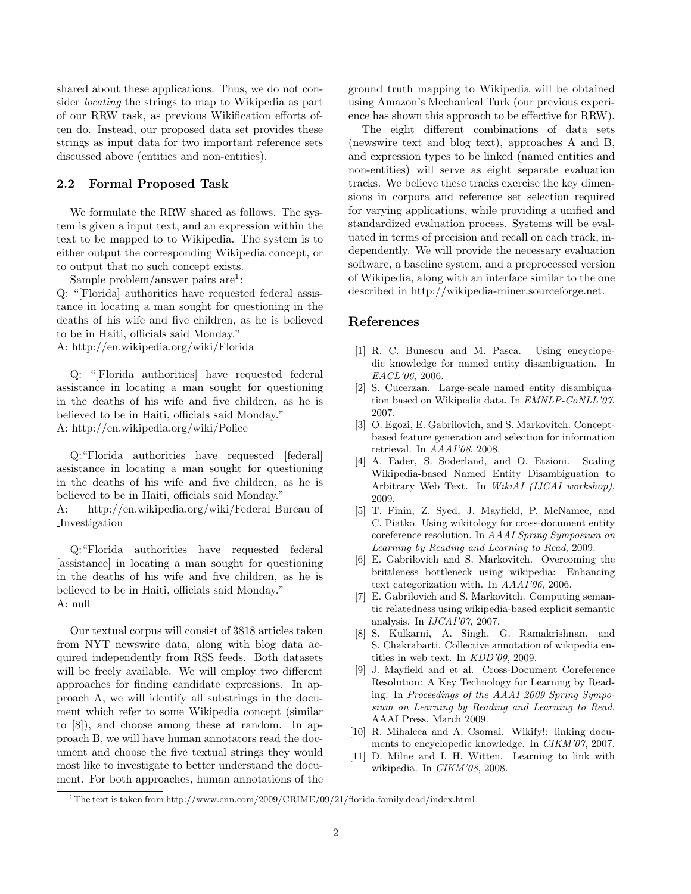shared about these applications. Thus, we do not consider *locating* the strings to map to Wikipedia as part of our RRW task, as previous Wikification efforts often do. Instead, our proposed data set provides these strings as input data for two important reference sets discussed above (entities and non-entities).

## 2.2 Formal Proposed Task

We formulate the RRW shared as follows. The system is given a input text, and an expression within the text to be mapped to to Wikipedia. The system is to either output the corresponding Wikipedia concept, or to output that no such concept exists.

Sample problem/answer pairs are[1]:

Q: "[Florida] authorities have requested federal assistance in locating a man sought for questioning in the deaths of his wife and five children, as he is believed to be in Haiti, officials said Monday."
A: http://en.wikipedia.org/wiki/Florida

Q: "[Florida authorities] have requested federal assistance in locating a man sought for questioning in the deaths of his wife and five children, as he is believed to be in Haiti, officials said Monday."
A: http://en.wikipedia.org/wiki/Police

Q:"Florida authorities have requested [federal] assistance in locating a man sought for questioning in the deaths of his wife and five children, as he is believed to be in Haiti, officials said Monday."
A: http://en.wikipedia.org/wiki/Federal_Bureau_of_Investigation

Q:"Florida authorities have requested federal [assistance] in locating a man sought for questioning in the deaths of his wife and five children, as he is believed to be in Haiti, officials said Monday."
A: null

Our textual corpus will consist of 3818 articles taken from NYT newswire data, along with blog data acquired independently from RSS feeds. Both datasets will be freely available. We will employ two different approaches for finding candidate expressions. In approach A, we will identify all substrings in the document which refer to some Wikipedia concept (similar to [8]), and choose among these at random. In approach B, we will have human annotators read the document and choose the five textual strings they would most like to investigate to better understand the document. For both approaches, human annotations of the ground truth mapping to Wikipedia will be obtained using Amazon's Mechanical Turk (our previous experience has shown this approach to be effective for RRW).

The eight different combinations of data sets (newswire text and blog text), approaches A and B, and expression types to be linked (named entities and non-entities) will serve as eight separate evaluation tracks. We believe these tracks exercise the key dimensions in corpora and reference set selection required for varying applications, while providing a unified and standardized evaluation process. Systems will be evaluated in terms of precision and recall on each track, independently. We will provide the necessary evaluation software, a baseline system, and a preprocessed version of Wikipedia, along with an interface similar to the one described in http://wikipedia-miner.sourceforge.net.

## References

[1] R. C. Bunescu and M. Pasca. Using encyclopedic knowledge for named entity disambiguation. In *EACL'06*, 2006.

[2] S. Cucerzan. Large-scale named entity disambiguation based on Wikipedia data. In *EMNLP-CoNLL'07*, 2007.

[3] O. Egozi, E. Gabrilovich, and S. Markovitch. Concept-based feature generation and selection for information retrieval. In *AAAI'08*, 2008.

[4] A. Fader, S. Soderland, and O. Etzioni. Scaling Wikipedia-based Named Entity Disambiguation to Arbitrary Web Text. In *WikiAI (IJCAI workshop)*, 2009.

[5] T. Finin, Z. Syed, J. Mayfield, P. McNamee, and C. Piatko. Using wikitology for cross-document entity coreference resolution. In *AAAI Spring Symposium on Learning by Reading and Learning to Read*, 2009.

[6] E. Gabrilovich and S. Markovitch. Overcoming the brittleness bottleneck using wikipedia: Enhancing text categorization with. In *AAAI'06*, 2006.

[7] E. Gabrilovich and S. Markovitch. Computing semantic relatedness using wikipedia-based explicit semantic analysis. In *IJCAI'07*, 2007.

[8] S. Kulkarni, A. Singh, G. Ramakrishnan, and S. Chakrabarti. Collective annotation of wikipedia entities in web text. In *KDD'09*, 2009.

[9] J. Mayfield and et al. Cross-Document Coreference Resolution: A Key Technology for Learning by Reading. In *Proceedings of the AAAI 2009 Spring Symposium on Learning by Reading and Learning to Read*. AAAI Press, March 2009.

[10] R. Mihalcea and A. Csomai. Wikify!: linking documents to encyclopedic knowledge. In *CIKM'07*, 2007.

[11] D. Milne and I. H. Witten. Learning to link with wikipedia. In *CIKM'08*, 2008.

[1] The text is taken from http://www.cnn.com/2009/CRIME/09/21/florida.family.dead/index.html